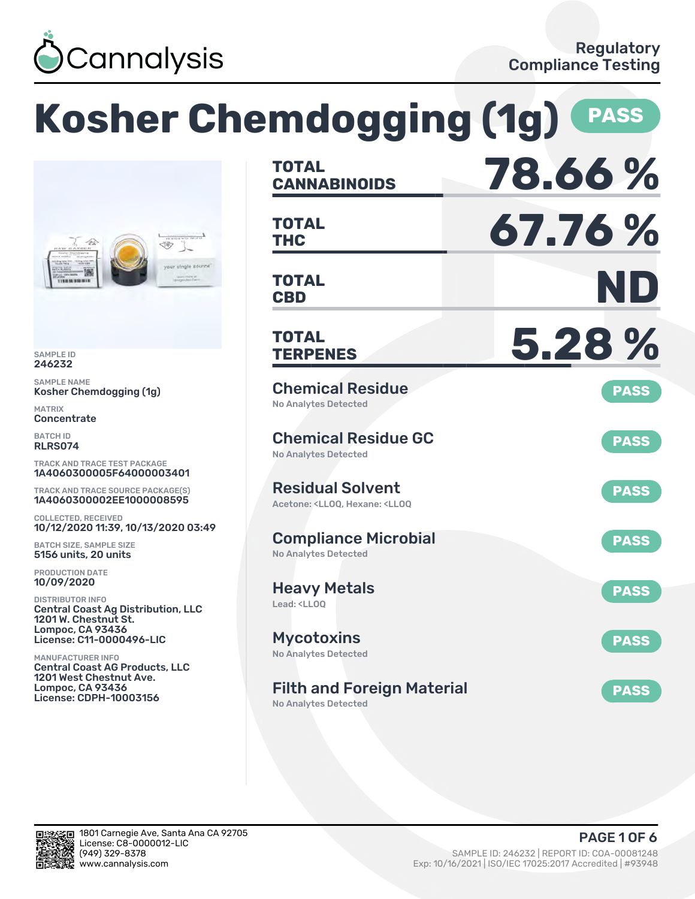Cannalysis

Regulatory Compliance Testing

# Kosher Chemdogging (1g) PASS

SAMPLE ID
246232

SAMPLE NAME
Kosher Chemdogging (1g)

MATRIX
Concentrate

BATCH ID
RLRS074

TRACK AND TRACE TEST PACKAGE
1A4060300005F64000003401

TRACK AND TRACE SOURCE PACKAGE(S)
1A4060300002EE1000008595

COLLECTED, RECEIVED
10/12/2020 11:39, 10/13/2020 03:49

BATCH SIZE, SAMPLE SIZE
5156 units, 20 units

PRODUCTION DATE
10/09/2020

DISTRIBUTOR INFO
Central Coast Ag Distribution, LLC
1201 W. Chestnut St.
Lompoc, CA 93436
License: C11-0000496-LIC

MANUFACTURER INFO
Central Coast AG Products, LLC
1201 West Chestnut Ave.
Lompoc, CA 93436
License: CDPH-10003156

| | |
|---|---|
| **TOTAL CANNABINOIDS** | **78.66 %** |
| **TOTAL THC** | **67.76 %** |
| **TOTAL CBD** | **ND** |
| **TOTAL TERPENES** | **5.28 %** |

| Test | Result | Status |
|---|---|---|
| Chemical Residue | No Analytes Detected | PASS |
| Chemical Residue GC | No Analytes Detected | PASS |
| Residual Solvent | Acetone: <LLOQ, Hexane: <LLOQ | PASS |
| Compliance Microbial | No Analytes Detected | PASS |
| Heavy Metals | Lead: <LLOQ | PASS |
| Mycotoxins | No Analytes Detected | PASS |
| Filth and Foreign Material | No Analytes Detected | PASS |

1801 Carnegie Ave, Santa Ana CA 92705
License: C8-0000012-LIC
(949) 329-8378
www.cannalysis.com

SAMPLE ID: 246232 | REPORT ID: COA-00081248
Exp: 10/16/2021 | ISO/IEC 17025:2017 Accredited | #93948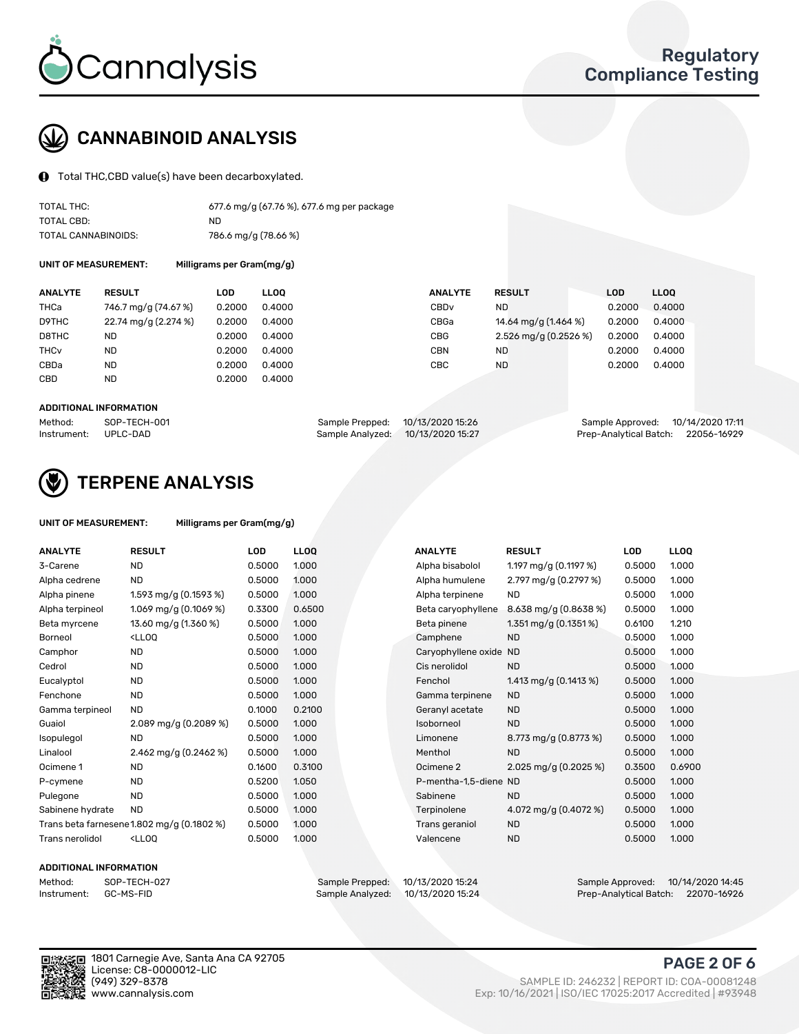# Regulatory Compliance Testing

## CANNABINOID ANALYSIS

Total THC,CBD value(s) have been decarboxylated.

| | |
|---|---|
| TOTAL THC: | 677.6 mg/g (67.76 %), 677.6 mg per package |
| TOTAL CBD: | ND |
| TOTAL CANNABINOIDS: | 786.6 mg/g (78.66 %) |

**UNIT OF MEASUREMENT:** Milligrams per Gram(mg/g)

| ANALYTE | RESULT | LOD | LLOQ | ANALYTE | RESULT | LOD | LLOQ |
|---|---|---|---|---|---|---|---|
| THCa | 746.7 mg/g (74.67 %) | 0.2000 | 0.4000 | CBDv | ND | 0.2000 | 0.4000 |
| D9THC | 22.74 mg/g (2.274 %) | 0.2000 | 0.4000 | CBGa | 14.64 mg/g (1.464 %) | 0.2000 | 0.4000 |
| D8THC | ND | 0.2000 | 0.4000 | CBG | 2.526 mg/g (0.2526 %) | 0.2000 | 0.4000 |
| THCv | ND | 0.2000 | 0.4000 | CBN | ND | 0.2000 | 0.4000 |
| CBDa | ND | 0.2000 | 0.4000 | CBC | ND | 0.2000 | 0.4000 |
| CBD | ND | 0.2000 | 0.4000 | | | | |

**ADDITIONAL INFORMATION**

| | | | | | |
|---|---|---|---|---|---|
| Method: | SOP-TECH-001 | Sample Prepped: | 10/13/2020 15:26 | Sample Approved: | 10/14/2020 17:11 |
| Instrument: | UPLC-DAD | Sample Analyzed: | 10/13/2020 15:27 | Prep-Analytical Batch: | 22056-16929 |

## TERPENE ANALYSIS

**UNIT OF MEASUREMENT:** Milligrams per Gram(mg/g)

| ANALYTE | RESULT | LOD | LLOQ | ANALYTE | RESULT | LOD | LLOQ |
|---|---|---|---|---|---|---|---|
| 3-Carene | ND | 0.5000 | 1.000 | Alpha bisabolol | 1.197 mg/g (0.1197 %) | 0.5000 | 1.000 |
| Alpha cedrene | ND | 0.5000 | 1.000 | Alpha humulene | 2.797 mg/g (0.2797 %) | 0.5000 | 1.000 |
| Alpha pinene | 1.593 mg/g (0.1593 %) | 0.5000 | 1.000 | Alpha terpinene | ND | 0.5000 | 1.000 |
| Alpha terpineol | 1.069 mg/g (0.1069 %) | 0.3300 | 0.6500 | Beta caryophyllene | 8.638 mg/g (0.8638 %) | 0.5000 | 1.000 |
| Beta myrcene | 13.60 mg/g (1.360 %) | 0.5000 | 1.000 | Beta pinene | 1.351 mg/g (0.1351 %) | 0.6100 | 1.210 |
| Borneol | <LLOQ | 0.5000 | 1.000 | Camphene | ND | 0.5000 | 1.000 |
| Camphor | ND | 0.5000 | 1.000 | Caryophyllene oxide | ND | 0.5000 | 1.000 |
| Cedrol | ND | 0.5000 | 1.000 | Cis nerolidol | ND | 0.5000 | 1.000 |
| Eucalyptol | ND | 0.5000 | 1.000 | Fenchol | 1.413 mg/g (0.1413 %) | 0.5000 | 1.000 |
| Fenchone | ND | 0.5000 | 1.000 | Gamma terpinene | ND | 0.5000 | 1.000 |
| Gamma terpineol | ND | 0.1000 | 0.2100 | Geranyl acetate | ND | 0.5000 | 1.000 |
| Guaiol | 2.089 mg/g (0.2089 %) | 0.5000 | 1.000 | Isoborneol | ND | 0.5000 | 1.000 |
| Isopulegol | ND | 0.5000 | 1.000 | Limonene | 8.773 mg/g (0.8773 %) | 0.5000 | 1.000 |
| Linalool | 2.462 mg/g (0.2462 %) | 0.5000 | 1.000 | Menthol | ND | 0.5000 | 1.000 |
| Ocimene 1 | ND | 0.1600 | 0.3100 | Ocimene 2 | 2.025 mg/g (0.2025 %) | 0.3500 | 0.6900 |
| P-cymene | ND | 0.5200 | 1.050 | P-mentha-1,5-diene | ND | 0.5000 | 1.000 |
| Pulegone | ND | 0.5000 | 1.000 | Sabinene | ND | 0.5000 | 1.000 |
| Sabinene hydrate | ND | 0.5000 | 1.000 | Terpinolene | 4.072 mg/g (0.4072 %) | 0.5000 | 1.000 |
| Trans beta farnesene | 1.802 mg/g (0.1802 %) | 0.5000 | 1.000 | Trans geraniol | ND | 0.5000 | 1.000 |
| Trans nerolidol | <LLOQ | 0.5000 | 1.000 | Valencene | ND | 0.5000 | 1.000 |

**ADDITIONAL INFORMATION**

| | | | | | |
|---|---|---|---|---|---|
| Method: | SOP-TECH-027 | Sample Prepped: | 10/13/2020 15:24 | Sample Approved: | 10/14/2020 14:45 |
| Instrument: | GC-MS-FID | Sample Analyzed: | 10/13/2020 15:24 | Prep-Analytical Batch: | 22070-16926 |

1801 Carnegie Ave, Santa Ana CA 92705
License: C8-0000012-LIC
(949) 329-8378
www.cannalysis.com

SAMPLE ID: 246232 | REPORT ID: COA-00081248
Exp: 10/16/2021 | ISO/IEC 17025:2017 Accredited | #93948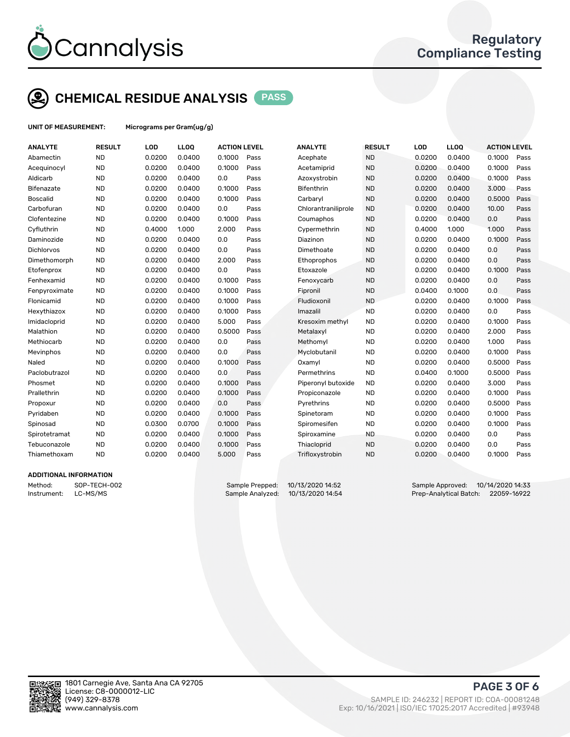Cannalysis

Regulatory
Compliance Testing

## CHEMICAL RESIDUE ANALYSIS PASS

**UNIT OF MEASUREMENT:** Micrograms per Gram(ug/g)

| ANALYTE | RESULT | LOD | LLOQ | ACTION LEVEL | | ANALYTE | RESULT | LOD | LLOQ | ACTION LEVEL | |
|---|---|---|---|---|---|---|---|---|---|---|---|
| Abamectin | ND | 0.0200 | 0.0400 | 0.1000 | Pass | Acephate | ND | 0.0200 | 0.0400 | 0.1000 | Pass |
| Acequinocyl | ND | 0.0200 | 0.0400 | 0.1000 | Pass | Acetamiprid | ND | 0.0200 | 0.0400 | 0.1000 | Pass |
| Aldicarb | ND | 0.0200 | 0.0400 | 0.0 | Pass | Azoxystrobin | ND | 0.0200 | 0.0400 | 0.1000 | Pass |
| Bifenazate | ND | 0.0200 | 0.0400 | 0.1000 | Pass | Bifenthrin | ND | 0.0200 | 0.0400 | 3.000 | Pass |
| Boscalid | ND | 0.0200 | 0.0400 | 0.1000 | Pass | Carbaryl | ND | 0.0200 | 0.0400 | 0.5000 | Pass |
| Carbofuran | ND | 0.0200 | 0.0400 | 0.0 | Pass | Chlorantraniliprole | ND | 0.0200 | 0.0400 | 10.00 | Pass |
| Clofentezine | ND | 0.0200 | 0.0400 | 0.1000 | Pass | Coumaphos | ND | 0.0200 | 0.0400 | 0.0 | Pass |
| Cyfluthrin | ND | 0.4000 | 1.000 | 2.000 | Pass | Cypermethrin | ND | 0.4000 | 1.000 | 1.000 | Pass |
| Daminozide | ND | 0.0200 | 0.0400 | 0.0 | Pass | Diazinon | ND | 0.0200 | 0.0400 | 0.1000 | Pass |
| Dichlorvos | ND | 0.0200 | 0.0400 | 0.0 | Pass | Dimethoate | ND | 0.0200 | 0.0400 | 0.0 | Pass |
| Dimethomorph | ND | 0.0200 | 0.0400 | 2.000 | Pass | Ethoprophos | ND | 0.0200 | 0.0400 | 0.0 | Pass |
| Etofenprox | ND | 0.0200 | 0.0400 | 0.0 | Pass | Etoxazole | ND | 0.0200 | 0.0400 | 0.1000 | Pass |
| Fenhexamid | ND | 0.0200 | 0.0400 | 0.1000 | Pass | Fenoxycarb | ND | 0.0200 | 0.0400 | 0.0 | Pass |
| Fenpyroximate | ND | 0.0200 | 0.0400 | 0.1000 | Pass | Fipronil | ND | 0.0400 | 0.1000 | 0.0 | Pass |
| Flonicamid | ND | 0.0200 | 0.0400 | 0.1000 | Pass | Fludioxonil | ND | 0.0200 | 0.0400 | 0.1000 | Pass |
| Hexythiazox | ND | 0.0200 | 0.0400 | 0.1000 | Pass | Imazalil | ND | 0.0200 | 0.0400 | 0.0 | Pass |
| Imidacloprid | ND | 0.0200 | 0.0400 | 5.000 | Pass | Kresoxim methyl | ND | 0.0200 | 0.0400 | 0.1000 | Pass |
| Malathion | ND | 0.0200 | 0.0400 | 0.5000 | Pass | Metalaxyl | ND | 0.0200 | 0.0400 | 2.000 | Pass |
| Methiocarb | ND | 0.0200 | 0.0400 | 0.0 | Pass | Methomyl | ND | 0.0200 | 0.0400 | 1.000 | Pass |
| Mevinphos | ND | 0.0200 | 0.0400 | 0.0 | Pass | Myclobutanil | ND | 0.0200 | 0.0400 | 0.1000 | Pass |
| Naled | ND | 0.0200 | 0.0400 | 0.1000 | Pass | Oxamyl | ND | 0.0200 | 0.0400 | 0.5000 | Pass |
| Paclobutrazol | ND | 0.0200 | 0.0400 | 0.0 | Pass | Permethrins | ND | 0.0400 | 0.1000 | 0.5000 | Pass |
| Phosmet | ND | 0.0200 | 0.0400 | 0.1000 | Pass | Piperonyl butoxide | ND | 0.0200 | 0.0400 | 3.000 | Pass |
| Prallethrin | ND | 0.0200 | 0.0400 | 0.1000 | Pass | Propiconazole | ND | 0.0200 | 0.0400 | 0.1000 | Pass |
| Propoxur | ND | 0.0200 | 0.0400 | 0.0 | Pass | Pyrethrins | ND | 0.0200 | 0.0400 | 0.5000 | Pass |
| Pyridaben | ND | 0.0200 | 0.0400 | 0.1000 | Pass | Spinetoram | ND | 0.0200 | 0.0400 | 0.1000 | Pass |
| Spinosad | ND | 0.0300 | 0.0700 | 0.1000 | Pass | Spiromesifen | ND | 0.0200 | 0.0400 | 0.1000 | Pass |
| Spirotetramat | ND | 0.0200 | 0.0400 | 0.1000 | Pass | Spiroxamine | ND | 0.0200 | 0.0400 | 0.0 | Pass |
| Tebuconazole | ND | 0.0200 | 0.0400 | 0.1000 | Pass | Thiacloprid | ND | 0.0200 | 0.0400 | 0.0 | Pass |
| Thiamethoxam | ND | 0.0200 | 0.0400 | 5.000 | Pass | Trifloxystrobin | ND | 0.0200 | 0.0400 | 0.1000 | Pass |

### ADDITIONAL INFORMATION

Method: SOP-TECH-002
Instrument: LC-MS/MS

Sample Prepped: 10/13/2020 14:52
Sample Analyzed: 10/13/2020 14:54

Sample Approved: 10/14/2020 14:33
Prep-Analytical Batch: 22059-16922

1801 Carnegie Ave, Santa Ana CA 92705
License: C8-0000012-LIC
(949) 329-8378
www.cannalysis.com

SAMPLE ID: 246232 | REPORT ID: COA-00081248
Exp: 10/16/2021 | ISO/IEC 17025:2017 Accredited | #93948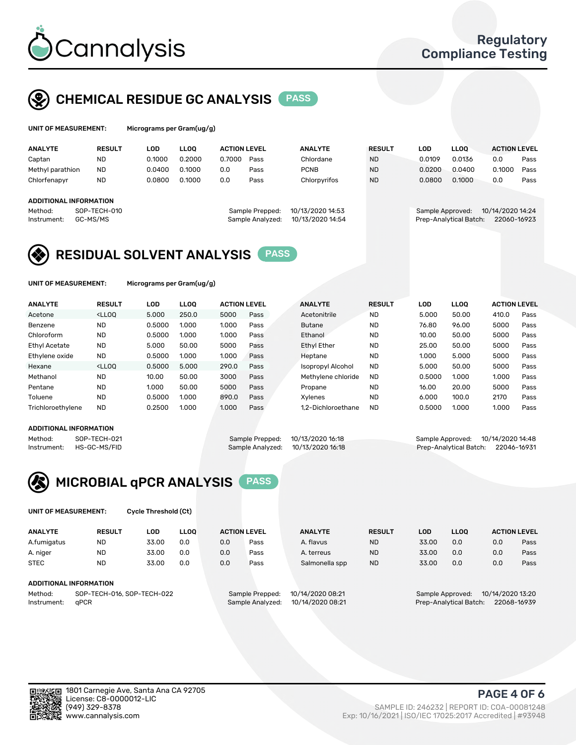# CHEMICAL RESIDUE GC ANALYSIS PASS

**UNIT OF MEASUREMENT:** Micrograms per Gram(ug/g)

| ANALYTE | RESULT | LOD | LLOQ | ACTION LEVEL | | ANALYTE | RESULT | LOD | LLOQ | ACTION LEVEL | |
|---|---|---|---|---|---|---|---|---|---|---|---|
| Captan | ND | 0.1000 | 0.2000 | 0.7000 | Pass | Chlordane | ND | 0.0109 | 0.0136 | 0.0 | Pass |
| Methyl parathion | ND | 0.0400 | 0.1000 | 0.0 | Pass | PCNB | ND | 0.0200 | 0.0400 | 0.1000 | Pass |
| Chlorfenapyr | ND | 0.0800 | 0.1000 | 0.0 | Pass | Chlorpyrifos | ND | 0.0800 | 0.1000 | 0.0 | Pass |

**ADDITIONAL INFORMATION**

Method: SOP-TECH-010
Instrument: GC-MS/MS
Sample Prepped: 10/13/2020 14:53
Sample Analyzed: 10/13/2020 14:54
Sample Approved: 10/14/2020 14:24
Prep-Analytical Batch: 22060-16923

# RESIDUAL SOLVENT ANALYSIS PASS

**UNIT OF MEASUREMENT:** Micrograms per Gram(ug/g)

| ANALYTE | RESULT | LOD | LLOQ | ACTION LEVEL | | ANALYTE | RESULT | LOD | LLOQ | ACTION LEVEL | |
|---|---|---|---|---|---|---|---|---|---|---|---|
| Acetone | <LLOQ | 5.000 | 250.0 | 5000 | Pass | Acetonitrile | ND | 5.000 | 50.00 | 410.0 | Pass |
| Benzene | ND | 0.5000 | 1.000 | 1.000 | Pass | Butane | ND | 76.80 | 96.00 | 5000 | Pass |
| Chloroform | ND | 0.5000 | 1.000 | 1.000 | Pass | Ethanol | ND | 10.00 | 50.00 | 5000 | Pass |
| Ethyl Acetate | ND | 5.000 | 50.00 | 5000 | Pass | Ethyl Ether | ND | 25.00 | 50.00 | 5000 | Pass |
| Ethylene oxide | ND | 0.5000 | 1.000 | 1.000 | Pass | Heptane | ND | 1.000 | 5.000 | 5000 | Pass |
| Hexane | <LLOQ | 0.5000 | 5.000 | 290.0 | Pass | Isopropyl Alcohol | ND | 5.000 | 50.00 | 5000 | Pass |
| Methanol | ND | 10.00 | 50.00 | 3000 | Pass | Methylene chloride | ND | 0.5000 | 1.000 | 1.000 | Pass |
| Pentane | ND | 1.000 | 50.00 | 5000 | Pass | Propane | ND | 16.00 | 20.00 | 5000 | Pass |
| Toluene | ND | 0.5000 | 1.000 | 890.0 | Pass | Xylenes | ND | 6.000 | 100.0 | 2170 | Pass |
| Trichloroethylene | ND | 0.2500 | 1.000 | 1.000 | Pass | 1,2-Dichloroethane | ND | 0.5000 | 1.000 | 1.000 | Pass |

**ADDITIONAL INFORMATION**

Method: SOP-TECH-021
Instrument: HS-GC-MS/FID
Sample Prepped: 10/13/2020 16:18
Sample Analyzed: 10/13/2020 16:18
Sample Approved: 10/14/2020 14:48
Prep-Analytical Batch: 22046-16931

# MICROBIAL qPCR ANALYSIS PASS

**UNIT OF MEASUREMENT:** Cycle Threshold (Ct)

| ANALYTE | RESULT | LOD | LLOQ | ACTION LEVEL | | ANALYTE | RESULT | LOD | LLOQ | ACTION LEVEL | |
|---|---|---|---|---|---|---|---|---|---|---|---|
| A.fumigatus | ND | 33.00 | 0.0 | 0.0 | Pass | A. flavus | ND | 33.00 | 0.0 | 0.0 | Pass |
| A. niger | ND | 33.00 | 0.0 | 0.0 | Pass | A. terreus | ND | 33.00 | 0.0 | 0.0 | Pass |
| STEC | ND | 33.00 | 0.0 | 0.0 | Pass | Salmonella spp | ND | 33.00 | 0.0 | 0.0 | Pass |

**ADDITIONAL INFORMATION**

Method: SOP-TECH-016, SOP-TECH-022
Instrument: qPCR
Sample Prepped: 10/14/2020 08:21
Sample Analyzed: 10/14/2020 08:21
Sample Approved: 10/14/2020 13:20
Prep-Analytical Batch: 22068-16939

1801 Carnegie Ave, Santa Ana CA 92705
License: C8-0000012-LIC
(949) 329-8378
www.cannalysis.com

SAMPLE ID: 246232 | REPORT ID: COA-00081248
Exp: 10/16/2021 | ISO/IEC 17025:2017 Accredited | #93948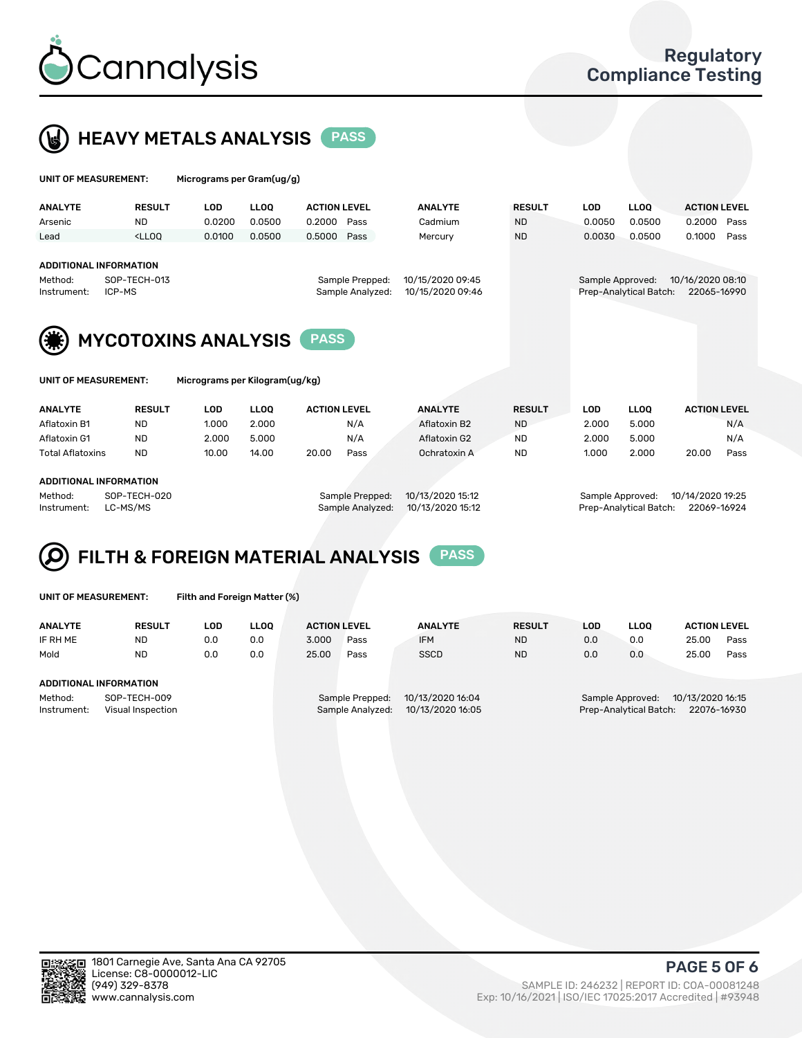# Cannalysis

**Regulatory Compliance Testing**

## HEAVY METALS ANALYSIS PASS

**UNIT OF MEASUREMENT:** Micrograms per Gram(ug/g)

| ANALYTE | RESULT | LOD | LLOQ | ACTION LEVEL | | ANALYTE | RESULT | LOD | LLOQ | ACTION LEVEL | |
|---|---|---|---|---|---|---|---|---|---|---|---|
| Arsenic | ND | 0.0200 | 0.0500 | 0.2000 | Pass | Cadmium | ND | 0.0050 | 0.0500 | 0.2000 | Pass |
| Lead | <LLOQ | 0.0100 | 0.0500 | 0.5000 | Pass | Mercury | ND | 0.0030 | 0.0500 | 0.1000 | Pass |

**ADDITIONAL INFORMATION**

Method: SOP-TECH-013
Instrument: ICP-MS
Sample Prepped: 10/15/2020 09:45
Sample Analyzed: 10/15/2020 09:46
Sample Approved: 10/16/2020 08:10
Prep-Analytical Batch: 22065-16990

## MYCOTOXINS ANALYSIS PASS

**UNIT OF MEASUREMENT:** Micrograms per Kilogram(ug/kg)

| ANALYTE | RESULT | LOD | LLOQ | ACTION LEVEL | | ANALYTE | RESULT | LOD | LLOQ | ACTION LEVEL | |
|---|---|---|---|---|---|---|---|---|---|---|---|
| Aflatoxin B1 | ND | 1.000 | 2.000 | | N/A | Aflatoxin B2 | ND | 2.000 | 5.000 | | N/A |
| Aflatoxin G1 | ND | 2.000 | 5.000 | | N/A | Aflatoxin G2 | ND | 2.000 | 5.000 | | N/A |
| Total Aflatoxins | ND | 10.00 | 14.00 | 20.00 | Pass | Ochratoxin A | ND | 1.000 | 2.000 | 20.00 | Pass |

**ADDITIONAL INFORMATION**

Method: SOP-TECH-020
Instrument: LC-MS/MS
Sample Prepped: 10/13/2020 15:12
Sample Analyzed: 10/13/2020 15:12
Sample Approved: 10/14/2020 19:25
Prep-Analytical Batch: 22069-16924

## FILTH & FOREIGN MATERIAL ANALYSIS PASS

**UNIT OF MEASUREMENT:** Filth and Foreign Matter (%)

| ANALYTE | RESULT | LOD | LLOQ | ACTION LEVEL | | ANALYTE | RESULT | LOD | LLOQ | ACTION LEVEL | |
|---|---|---|---|---|---|---|---|---|---|---|---|
| IF RH ME | ND | 0.0 | 0.0 | 3.000 | Pass | IFM | ND | 0.0 | 0.0 | 25.00 | Pass |
| Mold | ND | 0.0 | 0.0 | 25.00 | Pass | SSCD | ND | 0.0 | 0.0 | 25.00 | Pass |

**ADDITIONAL INFORMATION**

Method: SOP-TECH-009
Instrument: Visual Inspection
Sample Prepped: 10/13/2020 16:04
Sample Analyzed: 10/13/2020 16:05
Sample Approved: 10/13/2020 16:15
Prep-Analytical Batch: 22076-16930

1801 Carnegie Ave, Santa Ana CA 92705
License: C8-0000012-LIC
(949) 329-8378
www.cannalysis.com

SAMPLE ID: 246232 | REPORT ID: COA-00081248
Exp: 10/16/2021 | ISO/IEC 17025:2017 Accredited | #93948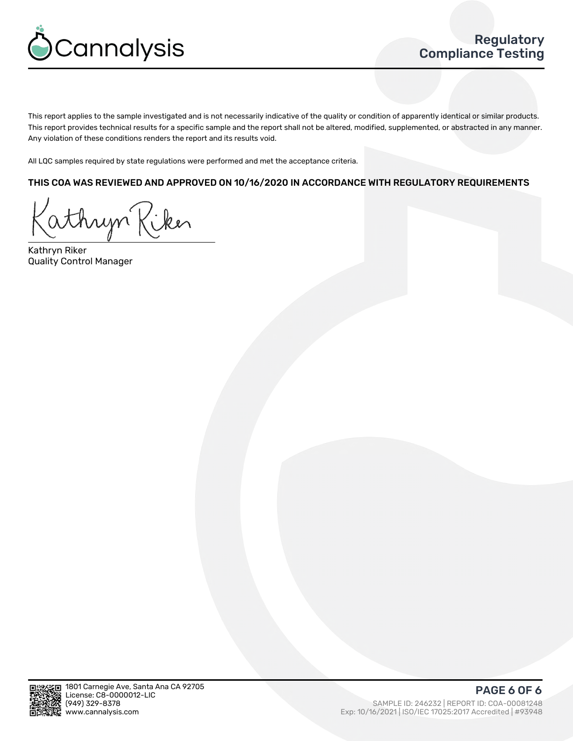This report applies to the sample investigated and is not necessarily indicative of the quality or condition of apparently identical or similar products. This report provides technical results for a specific sample and the report shall not be altered, modified, supplemented, or abstracted in any manner. Any violation of these conditions renders the report and its results void.

All LQC samples required by state regulations were performed and met the acceptance criteria.

**THIS COA WAS REVIEWED AND APPROVED ON 10/16/2020 IN ACCORDANCE WITH REGULATORY REQUIREMENTS**

Kathryn Riker
Quality Control Manager